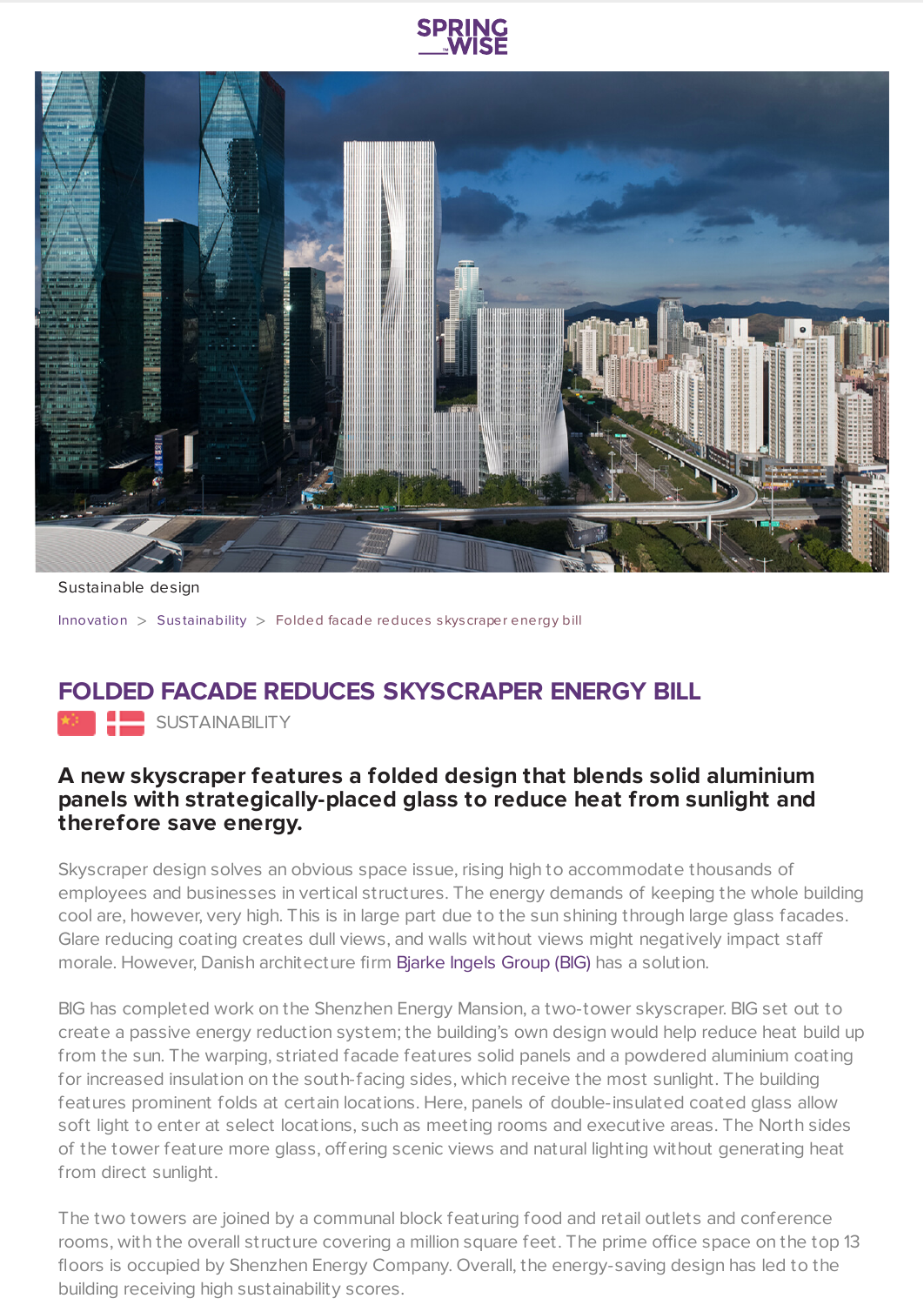Sustainable design

Innovation > Sustainability > Folded facade reduces skyscraper energy bill

# FOLDED FACADE REDUCES SKYSCRAPER ENERGY BILL

SUSTAINABILITY

### A new skyscraper features a folded design that blends solid aluminium panels with strategically-placed glass to reduce heat from sunlight and therefore save energy.

Skyscraper design solves an obvious space issue, rising high to accommodate thousands of employees and businesses in vertical structures. The energy demands of keeping the whole building cool are, however, very high. This is in large part due to the sun shining through large glass facades. Glare reducing coating creates dull views, and walls without views might negatively impact staff morale. However, Danish architecture firm Bjarke Ingels Group (BIG) has a solution.

BIG has completed work on the Shenzhen Energy Mansion, a two-tower skyscraper. BIG set out to create a passive energy reduction system; the building's own design would help reduce heat build up from the sun. The warping, striated facade features solid panels and a powdered aluminium coating for increased insulation on the south-facing sides, which receive the most sunlight. The building features prominent folds at certain locations. Here, panels of double-insulated coated glass allow soft light to enter at select locations, such as meeting rooms and executive areas. The North sides of the tower feature more glass, offering scenic views and natural lighting without generating heat from direct sunlight.

The two towers are joined by a communal block featuring food and retail outlets and conference rooms, with the overall structure covering a million square feet. The prime office space on the top 13 floors is occupied by Shenzhen Energy Company. Overall, the energy-saving design has led to the building receiving high sustainability scores.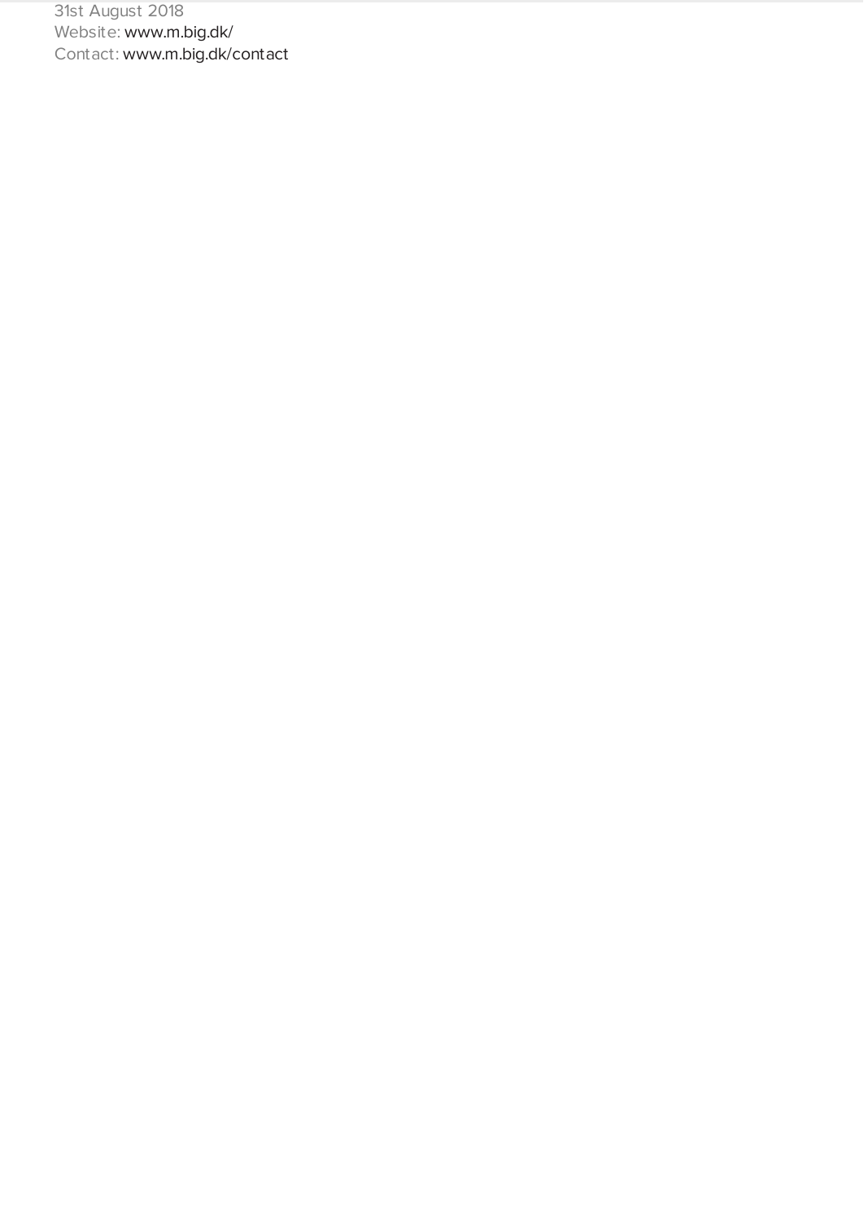31st August 2018
Website: www.m.big.dk/
Contact: www.m.big.dk/contact